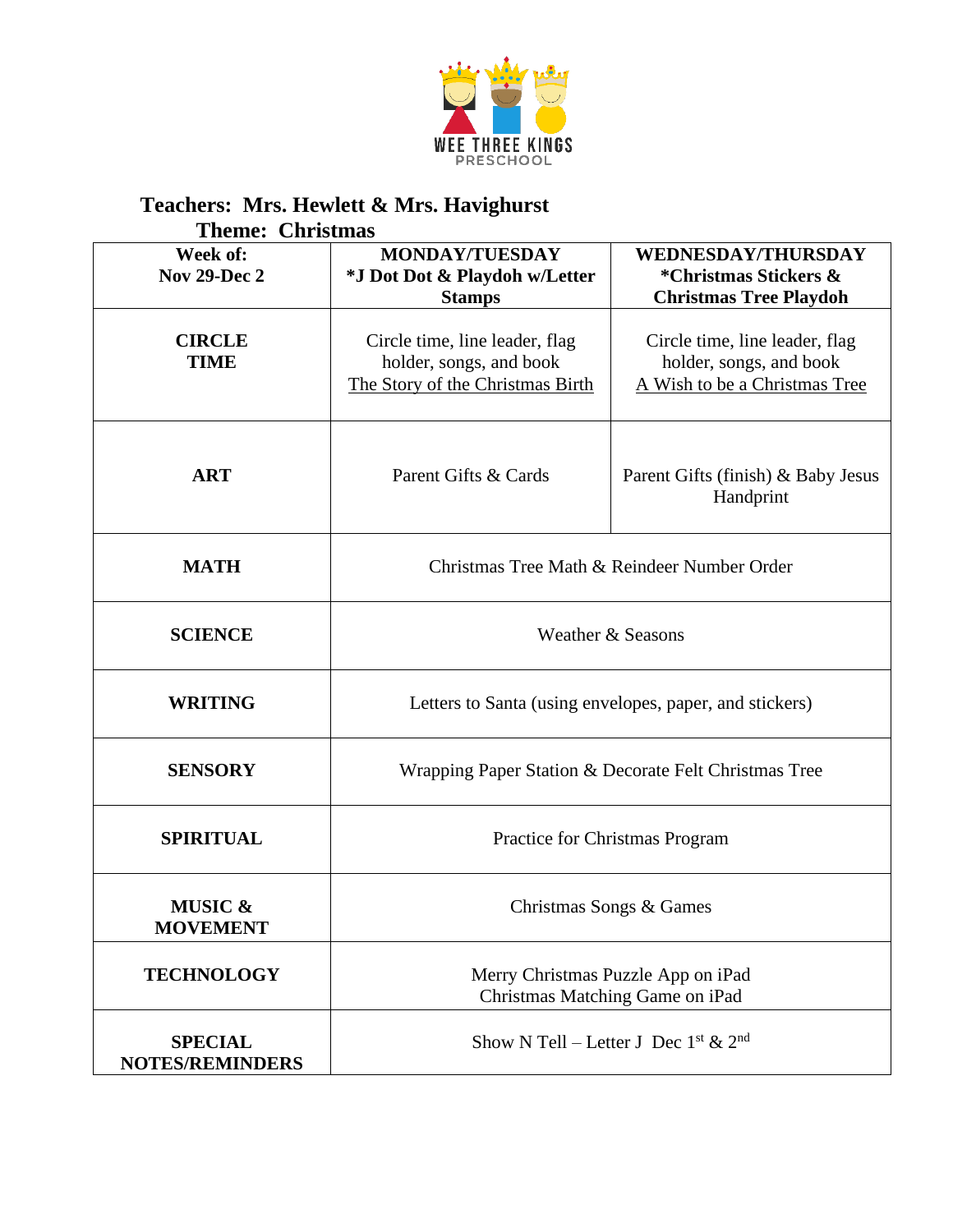WEE THREE KINGS
PRESCHOOL

**Teachers: Mrs. Hewlett & Mrs. Havighurst**
**Theme: Christmas**

| Week of: Nov 29-Dec 2 | MONDAY/TUESDAY *J Dot Dot & Playdoh w/Letter Stamps | WEDNESDAY/THURSDAY *Christmas Stickers & Christmas Tree Playdoh |
|---|---|---|
| **CIRCLE TIME** | Circle time, line leader, flag holder, songs, and book The Story of the Christmas Birth | Circle time, line leader, flag holder, songs, and book A Wish to be a Christmas Tree |
| **ART** | Parent Gifts & Cards | Parent Gifts (finish) & Baby Jesus Handprint |
| **MATH** | Christmas Tree Math & Reindeer Number Order | |
| **SCIENCE** | Weather & Seasons | |
| **WRITING** | Letters to Santa (using envelopes, paper, and stickers) | |
| **SENSORY** | Wrapping Paper Station & Decorate Felt Christmas Tree | |
| **SPIRITUAL** | Practice for Christmas Program | |
| **MUSIC & MOVEMENT** | Christmas Songs & Games | |
| **TECHNOLOGY** | Merry Christmas Puzzle App on iPad<br>Christmas Matching Game on iPad | |
| **SPECIAL NOTES/REMINDERS** | Show N Tell – Letter J Dec 1st & 2nd | |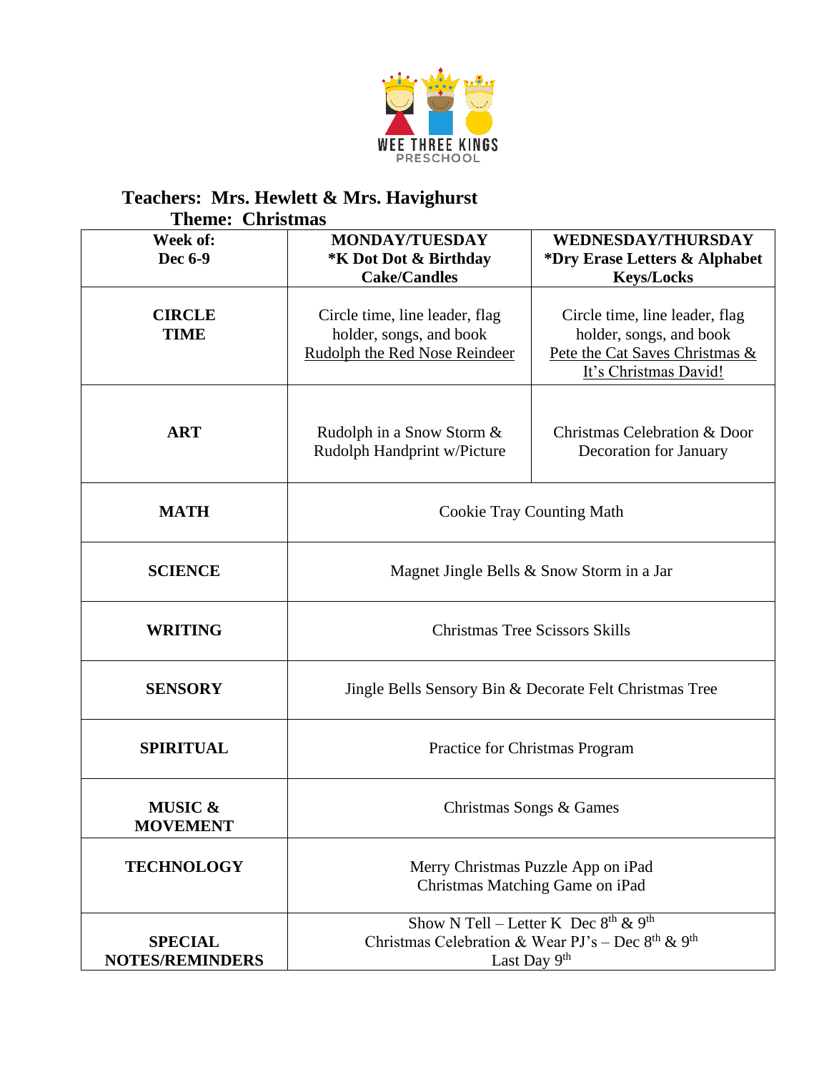WEE THREE KINGS
PRESCHOOL

**Teachers: Mrs. Hewlett & Mrs. Havighurst**
**Theme: Christmas**

| **Week of: Dec 6-9** | **MONDAY/TUESDAY *K Dot Dot & Birthday Cake/Candles** | **WEDNESDAY/THURSDAY *Dry Erase Letters & Alphabet Keys/Locks** |
|---|---|---|
| **CIRCLE TIME** | Circle time, line leader, flag holder, songs, and book Rudolph the Red Nose Reindeer | Circle time, line leader, flag holder, songs, and book Pete the Cat Saves Christmas & It's Christmas David! |
| **ART** | Rudolph in a Snow Storm & Rudolph Handprint w/Picture | Christmas Celebration & Door Decoration for January |
| **MATH** | Cookie Tray Counting Math | |
| **SCIENCE** | Magnet Jingle Bells & Snow Storm in a Jar | |
| **WRITING** | Christmas Tree Scissors Skills | |
| **SENSORY** | Jingle Bells Sensory Bin & Decorate Felt Christmas Tree | |
| **SPIRITUAL** | Practice for Christmas Program | |
| **MUSIC & MOVEMENT** | Christmas Songs & Games | |
| **TECHNOLOGY** | Merry Christmas Puzzle App on iPad<br>Christmas Matching Game on iPad | |
| **SPECIAL NOTES/REMINDERS** | Show N Tell – Letter K Dec 8th & 9th<br>Christmas Celebration & Wear PJ's – Dec 8th & 9th<br>Last Day 9th | |